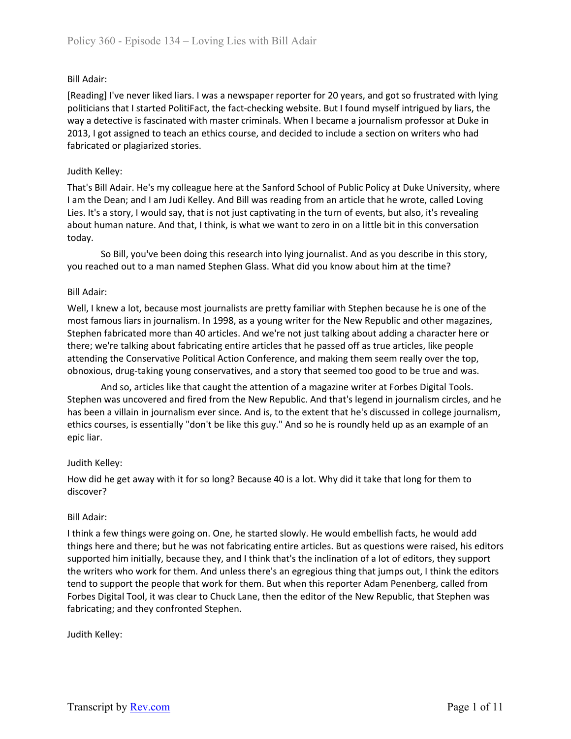Bill Adair:

[Reading] I've never liked liars. I was a newspaper reporter for 20 years, and got so frustrated with lying politicians that I started PolitiFact, the fact-checking website. But I found myself intrigued by liars, the way a detective is fascinated with master criminals. When I became a journalism professor at Duke in 2013, I got assigned to teach an ethics course, and decided to include a section on writers who had fabricated or plagiarized stories.

Judith Kelley:

That's Bill Adair. He's my colleague here at the Sanford School of Public Policy at Duke University, where I am the Dean; and I am Judi Kelley. And Bill was reading from an article that he wrote, called Loving Lies. It's a story, I would say, that is not just captivating in the turn of events, but also, it's revealing about human nature. And that, I think, is what we want to zero in on a little bit in this conversation today.

So Bill, you've been doing this research into lying journalist. And as you describe in this story, you reached out to a man named Stephen Glass. What did you know about him at the time?

Bill Adair:

Well, I knew a lot, because most journalists are pretty familiar with Stephen because he is one of the most famous liars in journalism. In 1998, as a young writer for the New Republic and other magazines, Stephen fabricated more than 40 articles. And we're not just talking about adding a character here or there; we're talking about fabricating entire articles that he passed off as true articles, like people attending the Conservative Political Action Conference, and making them seem really over the top, obnoxious, drug-taking young conservatives, and a story that seemed too good to be true and was.

And so, articles like that caught the attention of a magazine writer at Forbes Digital Tools. Stephen was uncovered and fired from the New Republic. And that's legend in journalism circles, and he has been a villain in journalism ever since. And is, to the extent that he's discussed in college journalism, ethics courses, is essentially "don't be like this guy." And so he is roundly held up as an example of an epic liar.

Judith Kelley:

How did he get away with it for so long? Because 40 is a lot. Why did it take that long for them to discover?

Bill Adair:

I think a few things were going on. One, he started slowly. He would embellish facts, he would add things here and there; but he was not fabricating entire articles. But as questions were raised, his editors supported him initially, because they, and I think that's the inclination of a lot of editors, they support the writers who work for them. And unless there's an egregious thing that jumps out, I think the editors tend to support the people that work for them. But when this reporter Adam Penenberg, called from Forbes Digital Tool, it was clear to Chuck Lane, then the editor of the New Republic, that Stephen was fabricating; and they confronted Stephen.

Judith Kelley: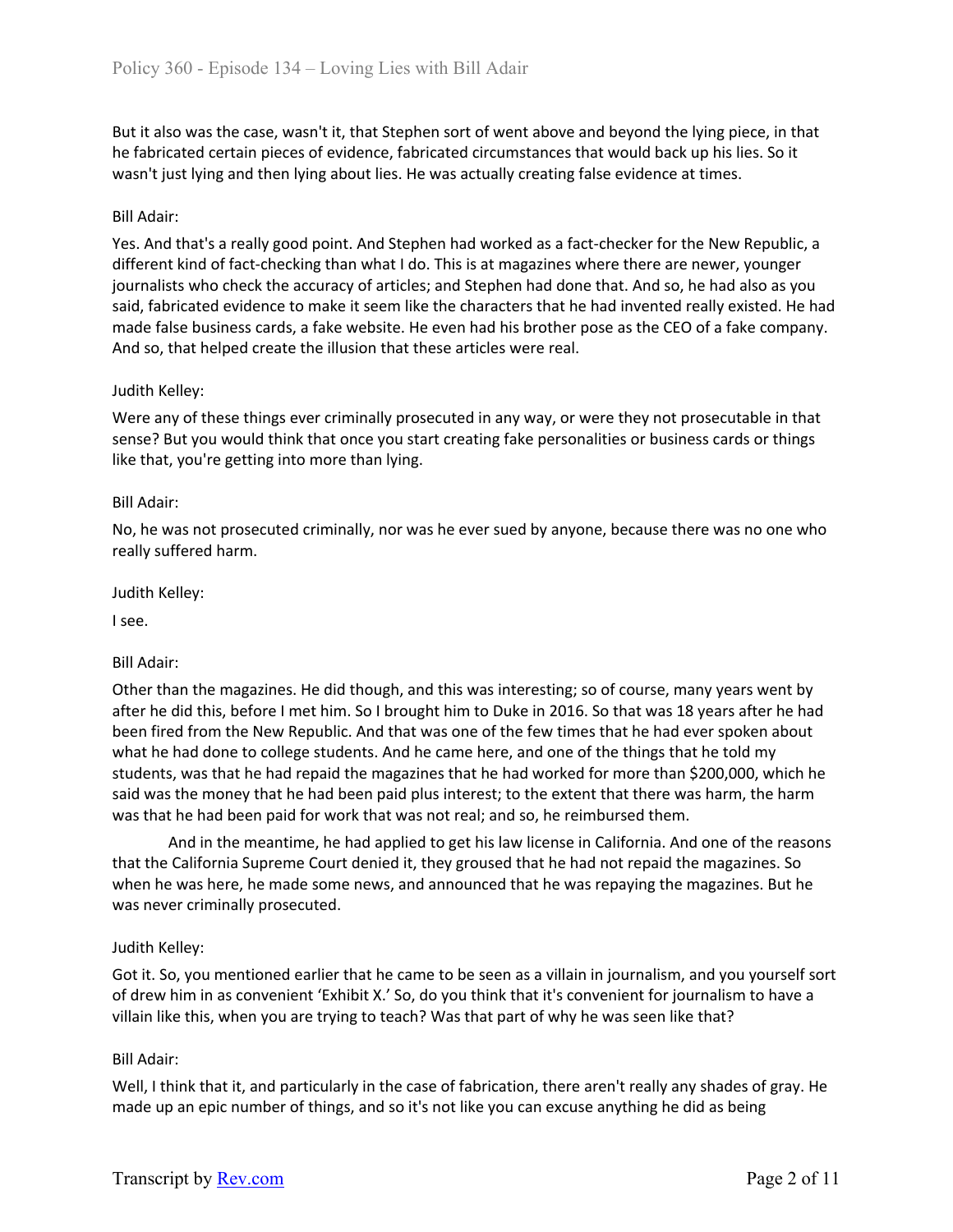But it also was the case, wasn't it, that Stephen sort of went above and beyond the lying piece, in that he fabricated certain pieces of evidence, fabricated circumstances that would back up his lies. So it wasn't just lying and then lying about lies. He was actually creating false evidence at times.

Bill Adair:

Yes. And that's a really good point. And Stephen had worked as a fact-checker for the New Republic, a different kind of fact-checking than what I do. This is at magazines where there are newer, younger journalists who check the accuracy of articles; and Stephen had done that. And so, he had also as you said, fabricated evidence to make it seem like the characters that he had invented really existed. He had made false business cards, a fake website. He even had his brother pose as the CEO of a fake company. And so, that helped create the illusion that these articles were real.

Judith Kelley:

Were any of these things ever criminally prosecuted in any way, or were they not prosecutable in that sense? But you would think that once you start creating fake personalities or business cards or things like that, you're getting into more than lying.

Bill Adair:

No, he was not prosecuted criminally, nor was he ever sued by anyone, because there was no one who really suffered harm.

Judith Kelley:

I see.

Bill Adair:

Other than the magazines. He did though, and this was interesting; so of course, many years went by after he did this, before I met him. So I brought him to Duke in 2016. So that was 18 years after he had been fired from the New Republic. And that was one of the few times that he had ever spoken about what he had done to college students. And he came here, and one of the things that he told my students, was that he had repaid the magazines that he had worked for more than $200,000, which he said was the money that he had been paid plus interest; to the extent that there was harm, the harm was that he had been paid for work that was not real; and so, he reimbursed them.

And in the meantime, he had applied to get his law license in California. And one of the reasons that the California Supreme Court denied it, they groused that he had not repaid the magazines. So when he was here, he made some news, and announced that he was repaying the magazines. But he was never criminally prosecuted.

Judith Kelley:

Got it. So, you mentioned earlier that he came to be seen as a villain in journalism, and you yourself sort of drew him in as convenient 'Exhibit X.' So, do you think that it's convenient for journalism to have a villain like this, when you are trying to teach? Was that part of why he was seen like that?

Bill Adair:

Well, I think that it, and particularly in the case of fabrication, there aren't really any shades of gray. He made up an epic number of things, and so it's not like you can excuse anything he did as being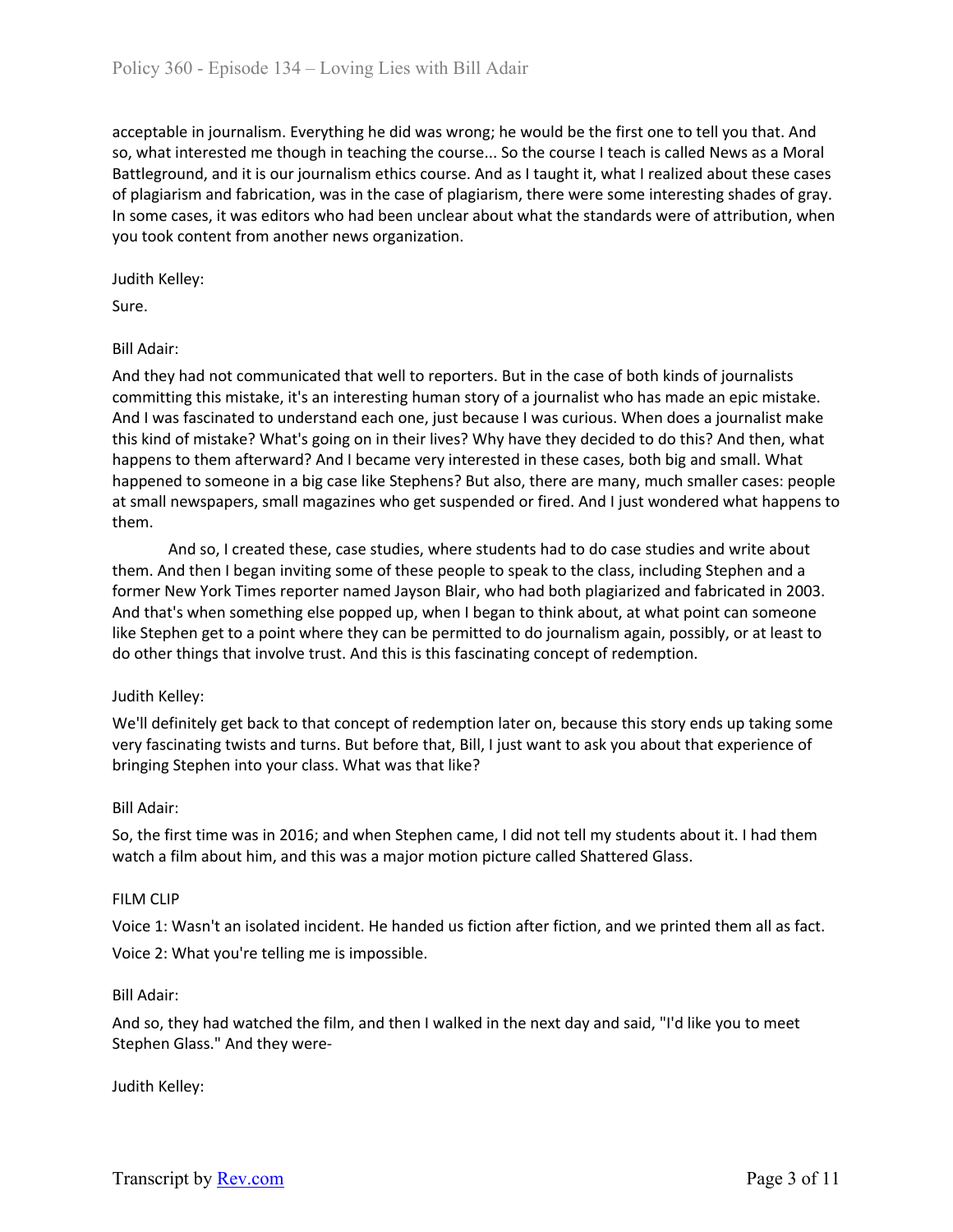acceptable in journalism. Everything he did was wrong; he would be the first one to tell you that. And so, what interested me though in teaching the course... So the course I teach is called News as a Moral Battleground, and it is our journalism ethics course. And as I taught it, what I realized about these cases of plagiarism and fabrication, was in the case of plagiarism, there were some interesting shades of gray. In some cases, it was editors who had been unclear about what the standards were of attribution, when you took content from another news organization.

Judith Kelley:

Sure.

Bill Adair:

And they had not communicated that well to reporters. But in the case of both kinds of journalists committing this mistake, it's an interesting human story of a journalist who has made an epic mistake. And I was fascinated to understand each one, just because I was curious. When does a journalist make this kind of mistake? What's going on in their lives? Why have they decided to do this? And then, what happens to them afterward? And I became very interested in these cases, both big and small. What happened to someone in a big case like Stephens? But also, there are many, much smaller cases: people at small newspapers, small magazines who get suspended or fired. And I just wondered what happens to them.

And so, I created these, case studies, where students had to do case studies and write about them. And then I began inviting some of these people to speak to the class, including Stephen and a former New York Times reporter named Jayson Blair, who had both plagiarized and fabricated in 2003. And that's when something else popped up, when I began to think about, at what point can someone like Stephen get to a point where they can be permitted to do journalism again, possibly, or at least to do other things that involve trust. And this is this fascinating concept of redemption.

Judith Kelley:

We'll definitely get back to that concept of redemption later on, because this story ends up taking some very fascinating twists and turns. But before that, Bill, I just want to ask you about that experience of bringing Stephen into your class. What was that like?

Bill Adair:

So, the first time was in 2016; and when Stephen came, I did not tell my students about it. I had them watch a film about him, and this was a major motion picture called Shattered Glass.

FILM CLIP

Voice 1: Wasn't an isolated incident. He handed us fiction after fiction, and we printed them all as fact.

Voice 2: What you're telling me is impossible.

Bill Adair:

And so, they had watched the film, and then I walked in the next day and said, "I'd like you to meet Stephen Glass." And they were-

Judith Kelley: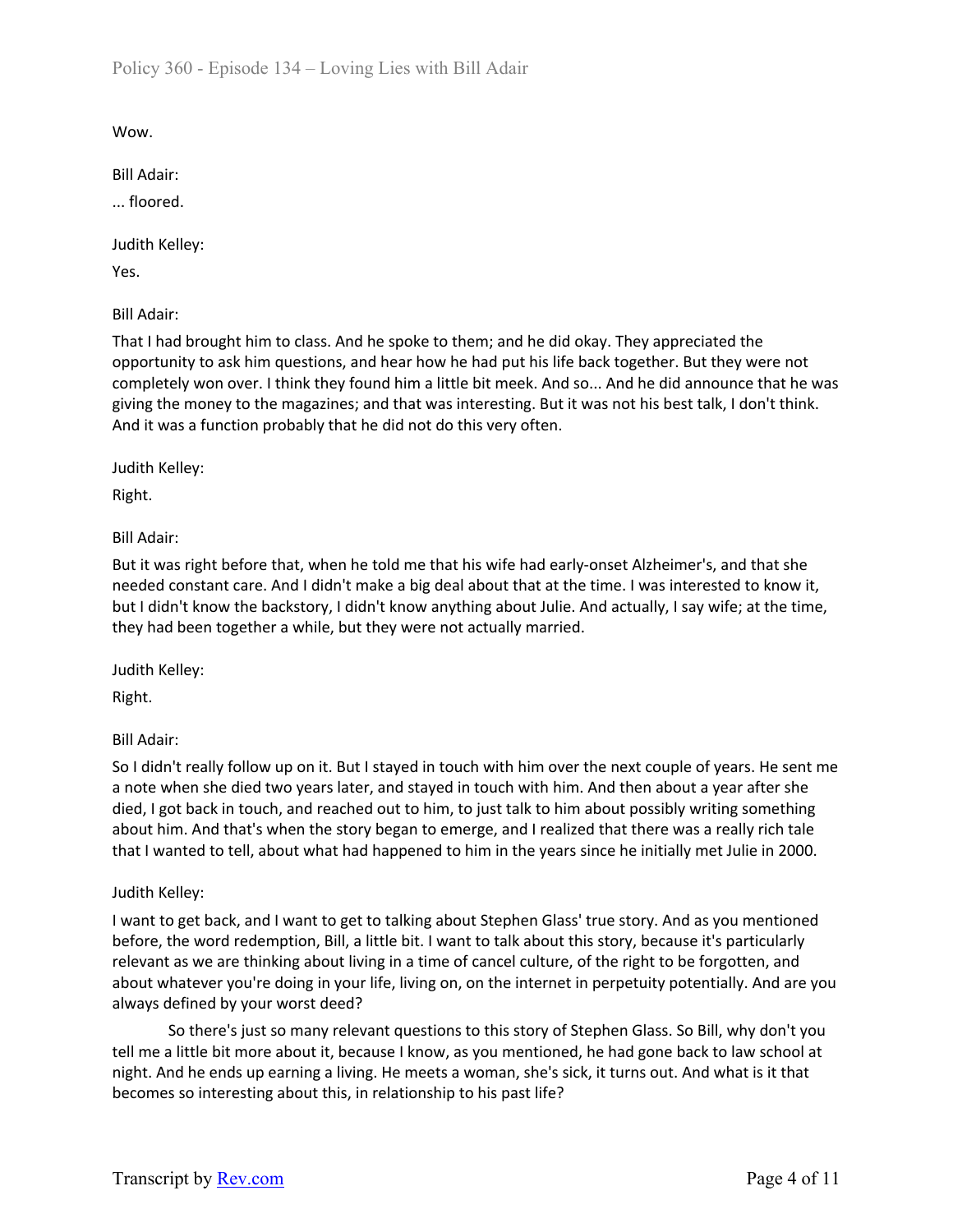Wow.

Bill Adair:

... floored.

Judith Kelley:

Yes.

Bill Adair:

That I had brought him to class. And he spoke to them; and he did okay. They appreciated the opportunity to ask him questions, and hear how he had put his life back together. But they were not completely won over. I think they found him a little bit meek. And so... And he did announce that he was giving the money to the magazines; and that was interesting. But it was not his best talk, I don't think. And it was a function probably that he did not do this very often.

Judith Kelley:

Right.

Bill Adair:

But it was right before that, when he told me that his wife had early-onset Alzheimer's, and that she needed constant care. And I didn't make a big deal about that at the time. I was interested to know it, but I didn't know the backstory, I didn't know anything about Julie. And actually, I say wife; at the time, they had been together a while, but they were not actually married.

Judith Kelley:

Right.

Bill Adair:

So I didn't really follow up on it. But I stayed in touch with him over the next couple of years. He sent me a note when she died two years later, and stayed in touch with him. And then about a year after she died, I got back in touch, and reached out to him, to just talk to him about possibly writing something about him. And that's when the story began to emerge, and I realized that there was a really rich tale that I wanted to tell, about what had happened to him in the years since he initially met Julie in 2000.

Judith Kelley:

I want to get back, and I want to get to talking about Stephen Glass' true story. And as you mentioned before, the word redemption, Bill, a little bit. I want to talk about this story, because it's particularly relevant as we are thinking about living in a time of cancel culture, of the right to be forgotten, and about whatever you're doing in your life, living on, on the internet in perpetuity potentially. And are you always defined by your worst deed?

So there's just so many relevant questions to this story of Stephen Glass. So Bill, why don't you tell me a little bit more about it, because I know, as you mentioned, he had gone back to law school at night. And he ends up earning a living. He meets a woman, she's sick, it turns out. And what is it that becomes so interesting about this, in relationship to his past life?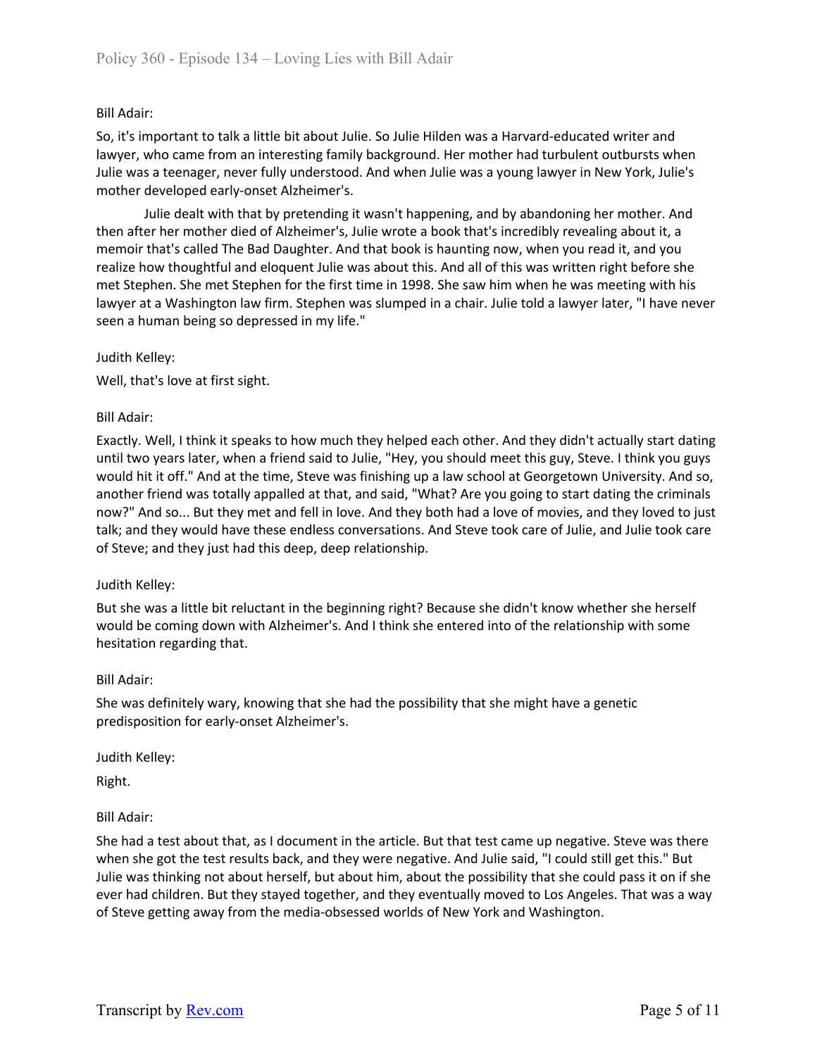Bill Adair:

So, it's important to talk a little bit about Julie. So Julie Hilden was a Harvard-educated writer and lawyer, who came from an interesting family background. Her mother had turbulent outbursts when Julie was a teenager, never fully understood. And when Julie was a young lawyer in New York, Julie's mother developed early-onset Alzheimer's.

Julie dealt with that by pretending it wasn't happening, and by abandoning her mother. And then after her mother died of Alzheimer's, Julie wrote a book that's incredibly revealing about it, a memoir that's called The Bad Daughter. And that book is haunting now, when you read it, and you realize how thoughtful and eloquent Julie was about this. And all of this was written right before she met Stephen. She met Stephen for the first time in 1998. She saw him when he was meeting with his lawyer at a Washington law firm. Stephen was slumped in a chair. Julie told a lawyer later, "I have never seen a human being so depressed in my life."

Judith Kelley:

Well, that's love at first sight.

Bill Adair:

Exactly. Well, I think it speaks to how much they helped each other. And they didn't actually start dating until two years later, when a friend said to Julie, "Hey, you should meet this guy, Steve. I think you guys would hit it off." And at the time, Steve was finishing up a law school at Georgetown University. And so, another friend was totally appalled at that, and said, "What? Are you going to start dating the criminals now?" And so... But they met and fell in love. And they both had a love of movies, and they loved to just talk; and they would have these endless conversations. And Steve took care of Julie, and Julie took care of Steve; and they just had this deep, deep relationship.

Judith Kelley:

But she was a little bit reluctant in the beginning right? Because she didn't know whether she herself would be coming down with Alzheimer's. And I think she entered into of the relationship with some hesitation regarding that.

Bill Adair:

She was definitely wary, knowing that she had the possibility that she might have a genetic predisposition for early-onset Alzheimer's.

Judith Kelley:

Right.

Bill Adair:

She had a test about that, as I document in the article. But that test came up negative. Steve was there when she got the test results back, and they were negative. And Julie said, "I could still get this." But Julie was thinking not about herself, but about him, about the possibility that she could pass it on if she ever had children. But they stayed together, and they eventually moved to Los Angeles. That was a way of Steve getting away from the media-obsessed worlds of New York and Washington.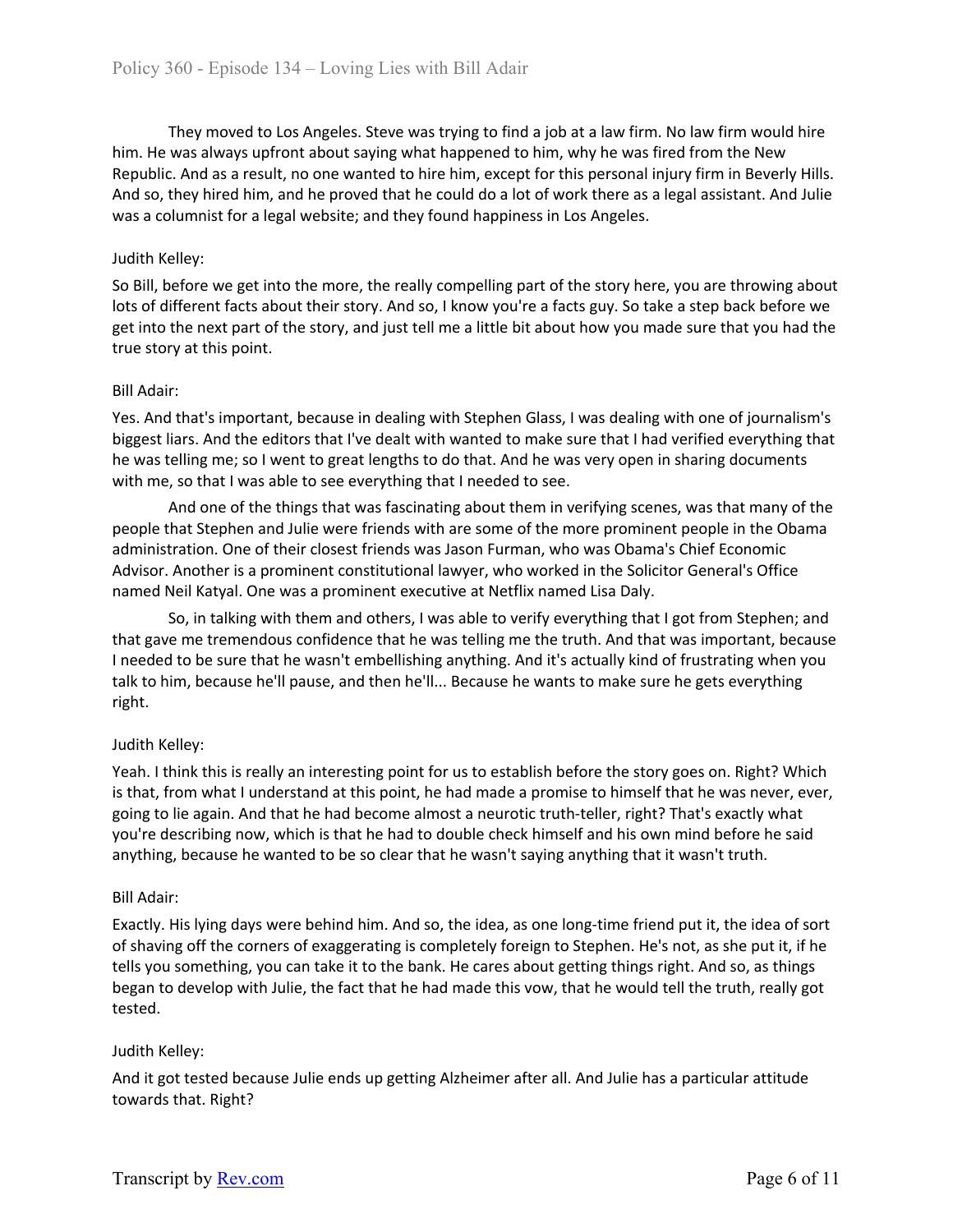They moved to Los Angeles. Steve was trying to find a job at a law firm. No law firm would hire him. He was always upfront about saying what happened to him, why he was fired from the New Republic. And as a result, no one wanted to hire him, except for this personal injury firm in Beverly Hills. And so, they hired him, and he proved that he could do a lot of work there as a legal assistant. And Julie was a columnist for a legal website; and they found happiness in Los Angeles.

Judith Kelley:

So Bill, before we get into the more, the really compelling part of the story here, you are throwing about lots of different facts about their story. And so, I know you're a facts guy. So take a step back before we get into the next part of the story, and just tell me a little bit about how you made sure that you had the true story at this point.

Bill Adair:

Yes. And that's important, because in dealing with Stephen Glass, I was dealing with one of journalism's biggest liars. And the editors that I've dealt with wanted to make sure that I had verified everything that he was telling me; so I went to great lengths to do that. And he was very open in sharing documents with me, so that I was able to see everything that I needed to see.

And one of the things that was fascinating about them in verifying scenes, was that many of the people that Stephen and Julie were friends with are some of the more prominent people in the Obama administration. One of their closest friends was Jason Furman, who was Obama's Chief Economic Advisor. Another is a prominent constitutional lawyer, who worked in the Solicitor General's Office named Neil Katyal. One was a prominent executive at Netflix named Lisa Daly.

So, in talking with them and others, I was able to verify everything that I got from Stephen; and that gave me tremendous confidence that he was telling me the truth. And that was important, because I needed to be sure that he wasn't embellishing anything. And it's actually kind of frustrating when you talk to him, because he'll pause, and then he'll... Because he wants to make sure he gets everything right.

Judith Kelley:

Yeah. I think this is really an interesting point for us to establish before the story goes on. Right? Which is that, from what I understand at this point, he had made a promise to himself that he was never, ever, going to lie again. And that he had become almost a neurotic truth-teller, right? That's exactly what you're describing now, which is that he had to double check himself and his own mind before he said anything, because he wanted to be so clear that he wasn't saying anything that it wasn't truth.

Bill Adair:

Exactly. His lying days were behind him. And so, the idea, as one long-time friend put it, the idea of sort of shaving off the corners of exaggerating is completely foreign to Stephen. He's not, as she put it, if he tells you something, you can take it to the bank. He cares about getting things right. And so, as things began to develop with Julie, the fact that he had made this vow, that he would tell the truth, really got tested.

Judith Kelley:

And it got tested because Julie ends up getting Alzheimer after all. And Julie has a particular attitude towards that. Right?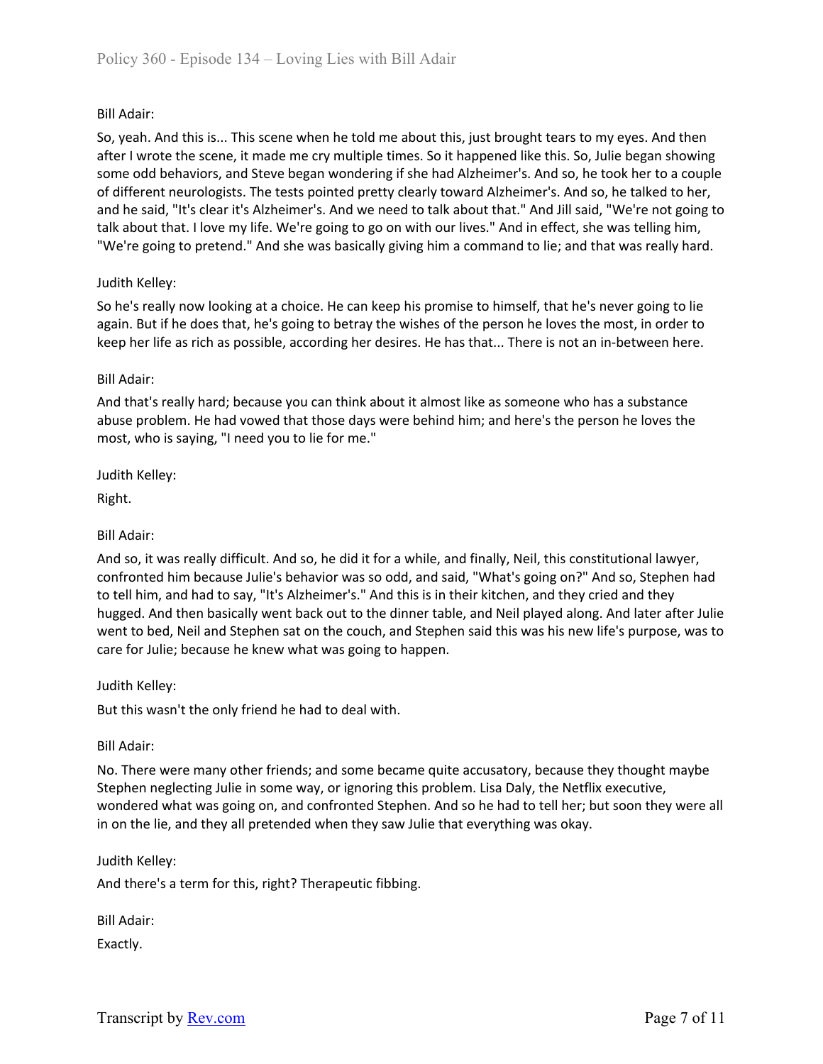Bill Adair:

So, yeah. And this is... This scene when he told me about this, just brought tears to my eyes. And then after I wrote the scene, it made me cry multiple times. So it happened like this. So, Julie began showing some odd behaviors, and Steve began wondering if she had Alzheimer's. And so, he took her to a couple of different neurologists. The tests pointed pretty clearly toward Alzheimer's. And so, he talked to her, and he said, "It's clear it's Alzheimer's. And we need to talk about that." And Jill said, "We're not going to talk about that. I love my life. We're going to go on with our lives." And in effect, she was telling him, "We're going to pretend." And she was basically giving him a command to lie; and that was really hard.

Judith Kelley:

So he's really now looking at a choice. He can keep his promise to himself, that he's never going to lie again. But if he does that, he's going to betray the wishes of the person he loves the most, in order to keep her life as rich as possible, according her desires. He has that... There is not an in-between here.

Bill Adair:

And that's really hard; because you can think about it almost like as someone who has a substance abuse problem. He had vowed that those days were behind him; and here's the person he loves the most, who is saying, "I need you to lie for me."

Judith Kelley:

Right.

Bill Adair:

And so, it was really difficult. And so, he did it for a while, and finally, Neil, this constitutional lawyer, confronted him because Julie's behavior was so odd, and said, "What's going on?" And so, Stephen had to tell him, and had to say, "It's Alzheimer's." And this is in their kitchen, and they cried and they hugged. And then basically went back out to the dinner table, and Neil played along. And later after Julie went to bed, Neil and Stephen sat on the couch, and Stephen said this was his new life's purpose, was to care for Julie; because he knew what was going to happen.

Judith Kelley:

But this wasn't the only friend he had to deal with.

Bill Adair:

No. There were many other friends; and some became quite accusatory, because they thought maybe Stephen neglecting Julie in some way, or ignoring this problem. Lisa Daly, the Netflix executive, wondered what was going on, and confronted Stephen. And so he had to tell her; but soon they were all in on the lie, and they all pretended when they saw Julie that everything was okay.

Judith Kelley:

And there's a term for this, right? Therapeutic fibbing.

Bill Adair:

Exactly.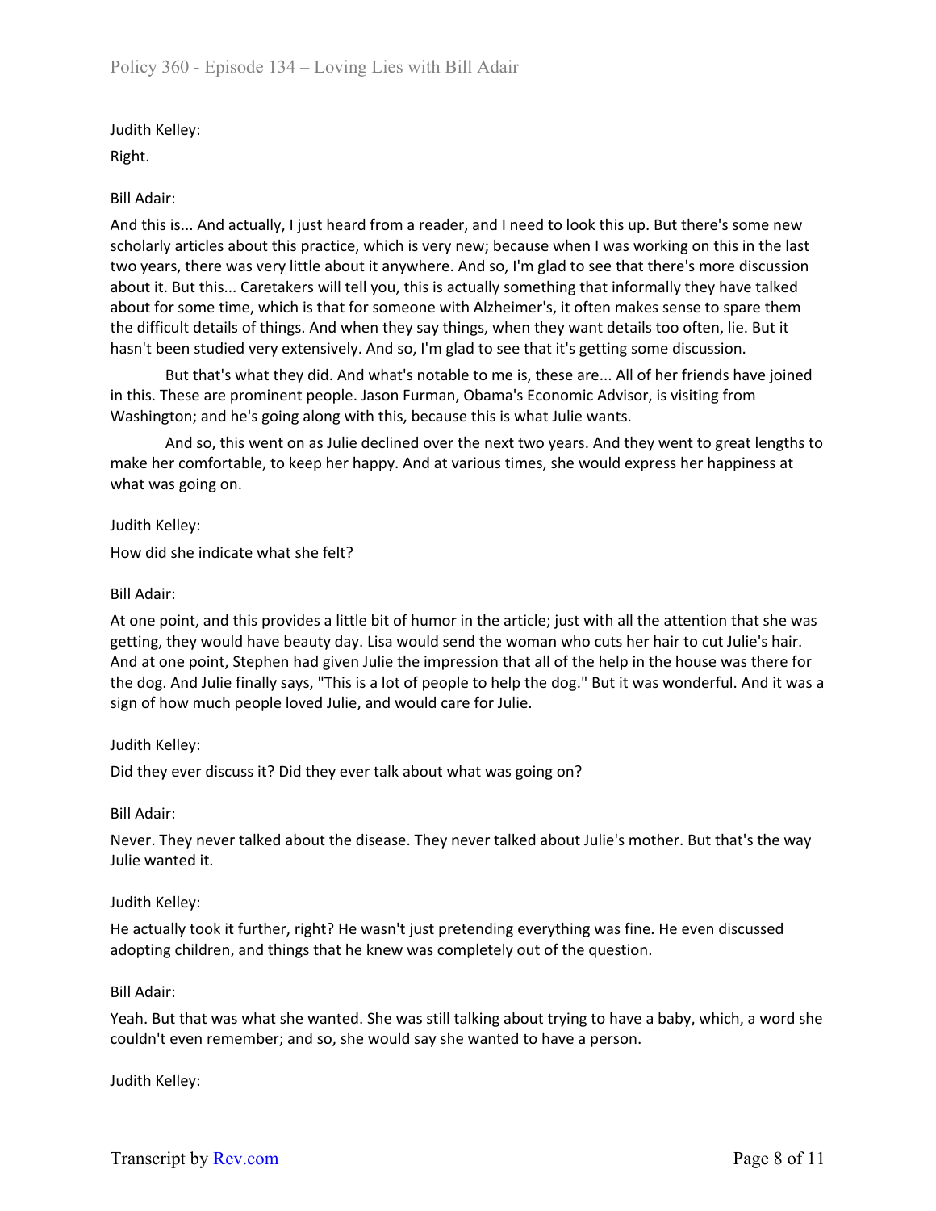Judith Kelley:

Right.

Bill Adair:

And this is... And actually, I just heard from a reader, and I need to look this up. But there's some new scholarly articles about this practice, which is very new; because when I was working on this in the last two years, there was very little about it anywhere. And so, I'm glad to see that there's more discussion about it. But this... Caretakers will tell you, this is actually something that informally they have talked about for some time, which is that for someone with Alzheimer's, it often makes sense to spare them the difficult details of things. And when they say things, when they want details too often, lie. But it hasn't been studied very extensively. And so, I'm glad to see that it's getting some discussion.

But that's what they did. And what's notable to me is, these are... All of her friends have joined in this. These are prominent people. Jason Furman, Obama's Economic Advisor, is visiting from Washington; and he's going along with this, because this is what Julie wants.

And so, this went on as Julie declined over the next two years. And they went to great lengths to make her comfortable, to keep her happy. And at various times, she would express her happiness at what was going on.

Judith Kelley:

How did she indicate what she felt?

Bill Adair:

At one point, and this provides a little bit of humor in the article; just with all the attention that she was getting, they would have beauty day. Lisa would send the woman who cuts her hair to cut Julie's hair. And at one point, Stephen had given Julie the impression that all of the help in the house was there for the dog. And Julie finally says, "This is a lot of people to help the dog." But it was wonderful. And it was a sign of how much people loved Julie, and would care for Julie.

Judith Kelley:

Did they ever discuss it? Did they ever talk about what was going on?

Bill Adair:

Never. They never talked about the disease. They never talked about Julie's mother. But that's the way Julie wanted it.

Judith Kelley:

He actually took it further, right? He wasn't just pretending everything was fine. He even discussed adopting children, and things that he knew was completely out of the question.

Bill Adair:

Yeah. But that was what she wanted. She was still talking about trying to have a baby, which, a word she couldn't even remember; and so, she would say she wanted to have a person.

Judith Kelley: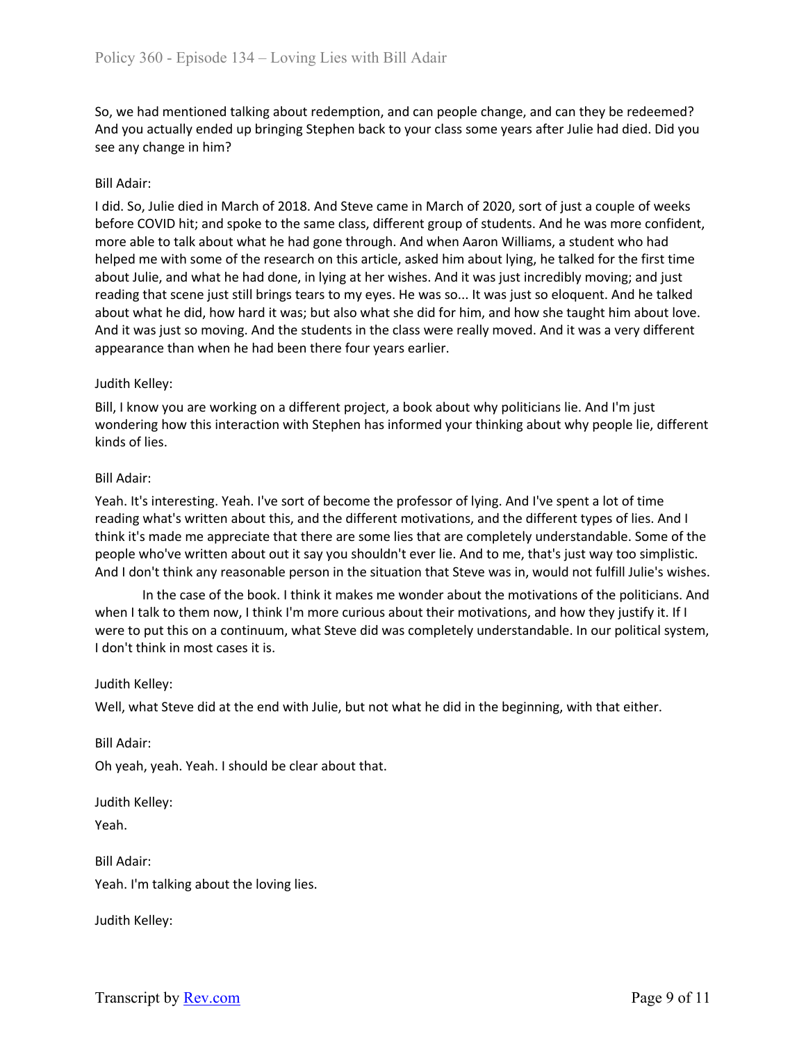So, we had mentioned talking about redemption, and can people change, and can they be redeemed? And you actually ended up bringing Stephen back to your class some years after Julie had died. Did you see any change in him?

Bill Adair:

I did. So, Julie died in March of 2018. And Steve came in March of 2020, sort of just a couple of weeks before COVID hit; and spoke to the same class, different group of students. And he was more confident, more able to talk about what he had gone through. And when Aaron Williams, a student who had helped me with some of the research on this article, asked him about lying, he talked for the first time about Julie, and what he had done, in lying at her wishes. And it was just incredibly moving; and just reading that scene just still brings tears to my eyes. He was so... It was just so eloquent. And he talked about what he did, how hard it was; but also what she did for him, and how she taught him about love. And it was just so moving. And the students in the class were really moved. And it was a very different appearance than when he had been there four years earlier.

Judith Kelley:

Bill, I know you are working on a different project, a book about why politicians lie. And I'm just wondering how this interaction with Stephen has informed your thinking about why people lie, different kinds of lies.

Bill Adair:

Yeah. It's interesting. Yeah. I've sort of become the professor of lying. And I've spent a lot of time reading what's written about this, and the different motivations, and the different types of lies. And I think it's made me appreciate that there are some lies that are completely understandable. Some of the people who've written about out it say you shouldn't ever lie. And to me, that's just way too simplistic. And I don't think any reasonable person in the situation that Steve was in, would not fulfill Julie's wishes.

In the case of the book. I think it makes me wonder about the motivations of the politicians. And when I talk to them now, I think I'm more curious about their motivations, and how they justify it. If I were to put this on a continuum, what Steve did was completely understandable. In our political system, I don't think in most cases it is.

Judith Kelley:

Well, what Steve did at the end with Julie, but not what he did in the beginning, with that either.

Bill Adair:

Oh yeah, yeah. Yeah. I should be clear about that.

Judith Kelley:

Yeah.

Bill Adair:

Yeah. I'm talking about the loving lies.

Judith Kelley: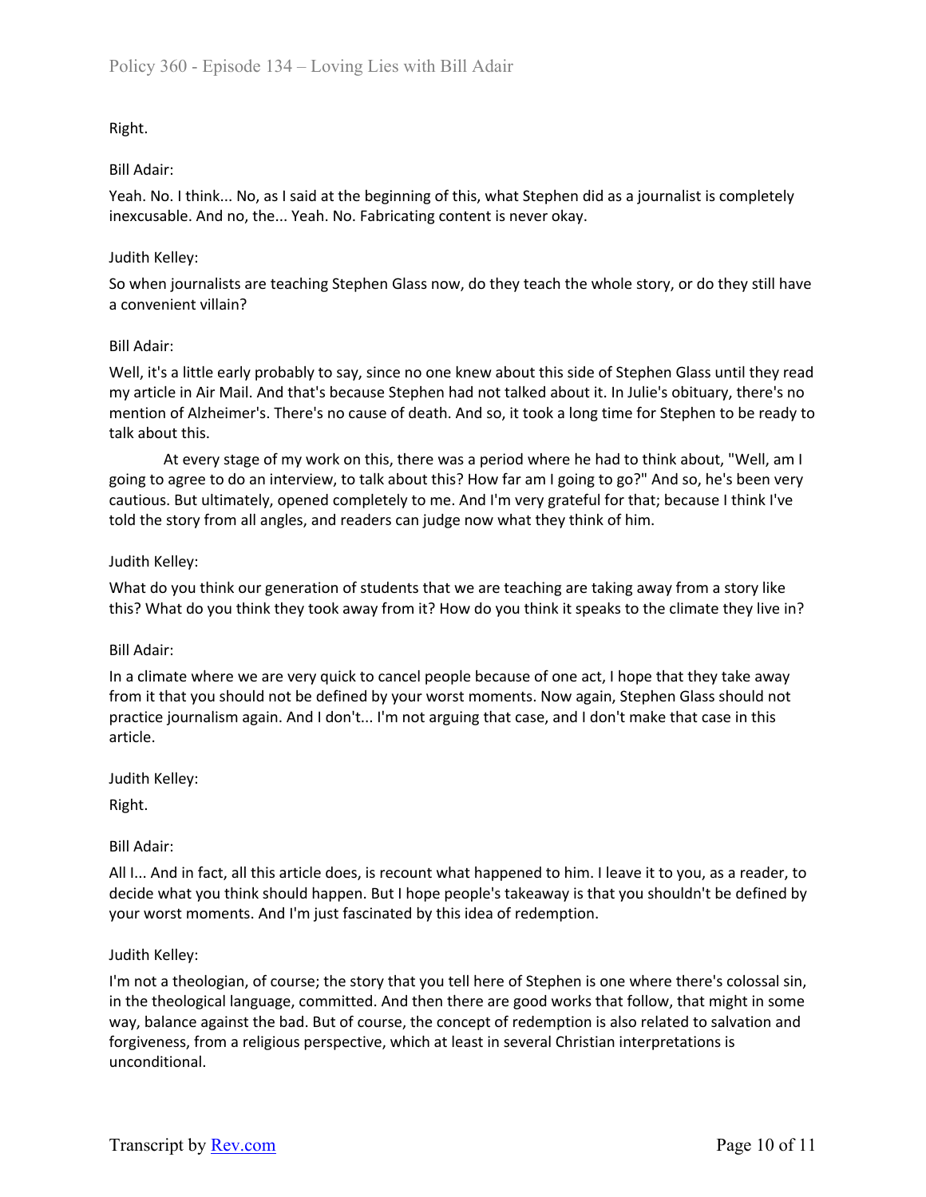Right.

Bill Adair:

Yeah. No. I think... No, as I said at the beginning of this, what Stephen did as a journalist is completely inexcusable. And no, the... Yeah. No. Fabricating content is never okay.

Judith Kelley:

So when journalists are teaching Stephen Glass now, do they teach the whole story, or do they still have a convenient villain?

Bill Adair:

Well, it's a little early probably to say, since no one knew about this side of Stephen Glass until they read my article in Air Mail. And that's because Stephen had not talked about it. In Julie's obituary, there's no mention of Alzheimer's. There's no cause of death. And so, it took a long time for Stephen to be ready to talk about this.

At every stage of my work on this, there was a period where he had to think about, "Well, am I going to agree to do an interview, to talk about this? How far am I going to go?" And so, he's been very cautious. But ultimately, opened completely to me. And I'm very grateful for that; because I think I've told the story from all angles, and readers can judge now what they think of him.

Judith Kelley:

What do you think our generation of students that we are teaching are taking away from a story like this? What do you think they took away from it? How do you think it speaks to the climate they live in?

Bill Adair:

In a climate where we are very quick to cancel people because of one act, I hope that they take away from it that you should not be defined by your worst moments. Now again, Stephen Glass should not practice journalism again. And I don't... I'm not arguing that case, and I don't make that case in this article.

Judith Kelley:

Right.

Bill Adair:

All I... And in fact, all this article does, is recount what happened to him. I leave it to you, as a reader, to decide what you think should happen. But I hope people's takeaway is that you shouldn't be defined by your worst moments. And I'm just fascinated by this idea of redemption.

Judith Kelley:

I'm not a theologian, of course; the story that you tell here of Stephen is one where there's colossal sin, in the theological language, committed. And then there are good works that follow, that might in some way, balance against the bad. But of course, the concept of redemption is also related to salvation and forgiveness, from a religious perspective, which at least in several Christian interpretations is unconditional.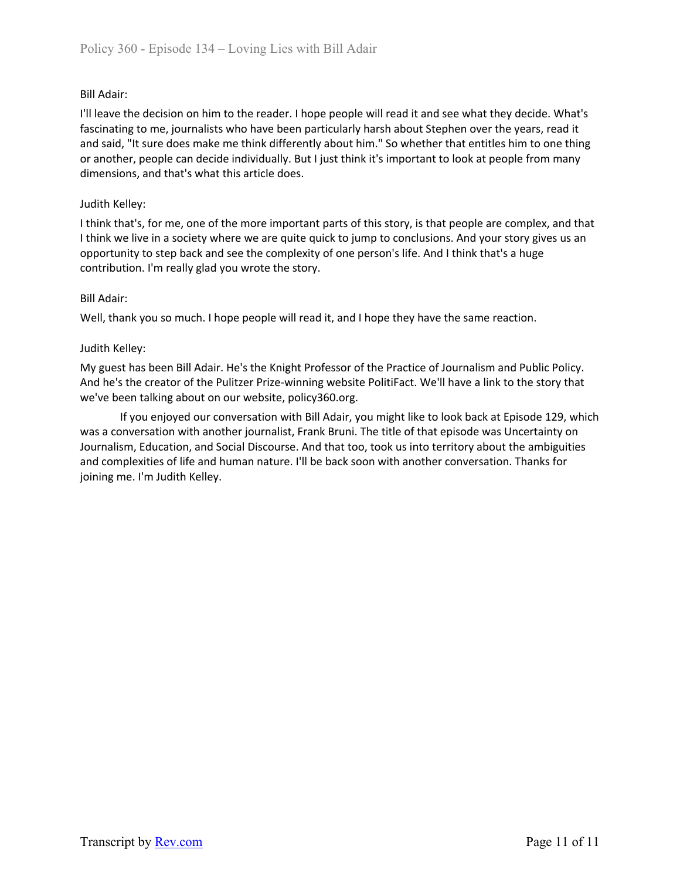Bill Adair:

I'll leave the decision on him to the reader. I hope people will read it and see what they decide. What's fascinating to me, journalists who have been particularly harsh about Stephen over the years, read it and said, "It sure does make me think differently about him." So whether that entitles him to one thing or another, people can decide individually. But I just think it's important to look at people from many dimensions, and that's what this article does.

Judith Kelley:

I think that's, for me, one of the more important parts of this story, is that people are complex, and that I think we live in a society where we are quite quick to jump to conclusions. And your story gives us an opportunity to step back and see the complexity of one person's life. And I think that's a huge contribution. I'm really glad you wrote the story.

Bill Adair:

Well, thank you so much. I hope people will read it, and I hope they have the same reaction.

Judith Kelley:

My guest has been Bill Adair. He's the Knight Professor of the Practice of Journalism and Public Policy. And he's the creator of the Pulitzer Prize-winning website PolitiFact. We'll have a link to the story that we've been talking about on our website, policy360.org.

If you enjoyed our conversation with Bill Adair, you might like to look back at Episode 129, which was a conversation with another journalist, Frank Bruni. The title of that episode was Uncertainty on Journalism, Education, and Social Discourse. And that too, took us into territory about the ambiguities and complexities of life and human nature. I'll be back soon with another conversation. Thanks for joining me. I'm Judith Kelley.